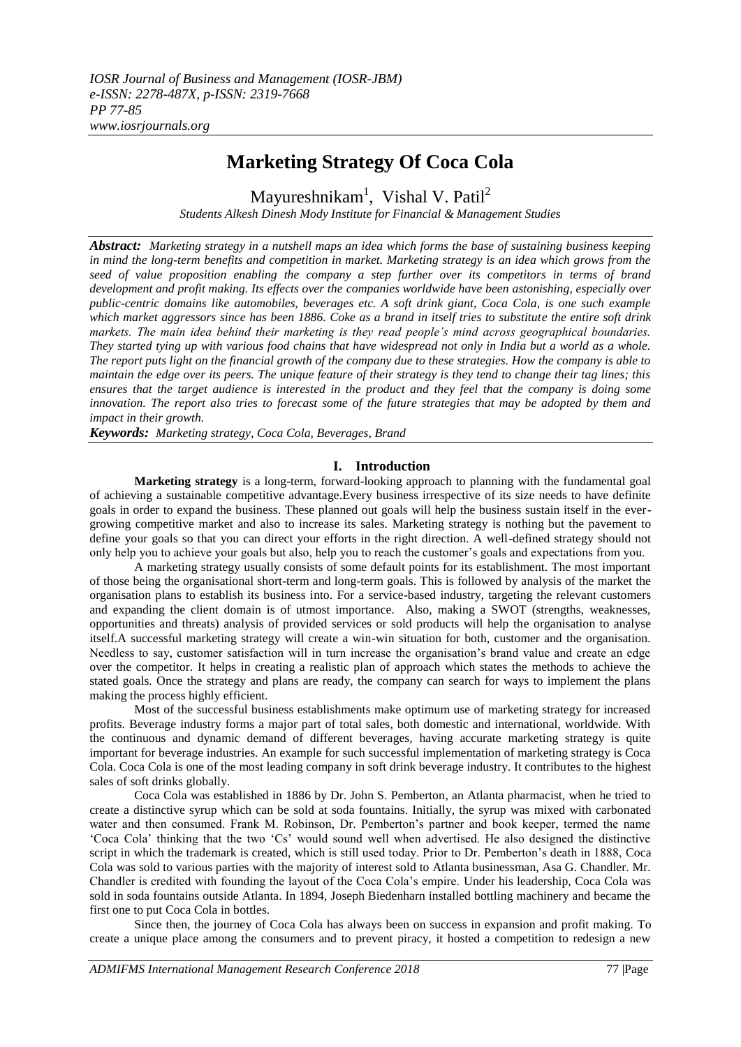# Marketing Strategy Of Coca Cola

Mayureshnikam[1], Vishal V. Patil[2]

*Students Alkesh Dinesh Mody Institute for Financial & Management Studies*

***Abstract:*** *Marketing strategy in a nutshell maps an idea which forms the base of sustaining business keeping in mind the long-term benefits and competition in market. Marketing strategy is an idea which grows from the seed of value proposition enabling the company a step further over its competitors in terms of brand development and profit making. Its effects over the companies worldwide have been astonishing, especially over public-centric domains like automobiles, beverages etc. A soft drink giant, Coca Cola, is one such example which market aggressors since has been 1886. Coke as a brand in itself tries to substitute the entire soft drink markets. The main idea behind their marketing is they read people's mind across geographical boundaries. They started tying up with various food chains that have widespread not only in India but a world as a whole. The report puts light on the financial growth of the company due to these strategies. How the company is able to maintain the edge over its peers. The unique feature of their strategy is they tend to change their tag lines; this ensures that the target audience is interested in the product and they feel that the company is doing some innovation. The report also tries to forecast some of the future strategies that may be adopted by them and impact in their growth.*

***Keywords:*** *Marketing strategy, Coca Cola, Beverages, Brand*

## I. Introduction

**Marketing strategy** is a long-term, forward-looking approach to planning with the fundamental goal of achieving a sustainable competitive advantage.Every business irrespective of its size needs to have definite goals in order to expand the business. These planned out goals will help the business sustain itself in the ever-growing competitive market and also to increase its sales. Marketing strategy is nothing but the pavement to define your goals so that you can direct your efforts in the right direction. A well-defined strategy should not only help you to achieve your goals but also, help you to reach the customer's goals and expectations from you.

A marketing strategy usually consists of some default points for its establishment. The most important of those being the organisational short-term and long-term goals. This is followed by analysis of the market the organisation plans to establish its business into. For a service-based industry, targeting the relevant customers and expanding the client domain is of utmost importance. Also, making a SWOT (strengths, weaknesses, opportunities and threats) analysis of provided services or sold products will help the organisation to analyse itself.A successful marketing strategy will create a win-win situation for both, customer and the organisation. Needless to say, customer satisfaction will in turn increase the organisation's brand value and create an edge over the competitor. It helps in creating a realistic plan of approach which states the methods to achieve the stated goals. Once the strategy and plans are ready, the company can search for ways to implement the plans making the process highly efficient.

Most of the successful business establishments make optimum use of marketing strategy for increased profits. Beverage industry forms a major part of total sales, both domestic and international, worldwide. With the continuous and dynamic demand of different beverages, having accurate marketing strategy is quite important for beverage industries. An example for such successful implementation of marketing strategy is Coca Cola. Coca Cola is one of the most leading company in soft drink beverage industry. It contributes to the highest sales of soft drinks globally.

Coca Cola was established in 1886 by Dr. John S. Pemberton, an Atlanta pharmacist, when he tried to create a distinctive syrup which can be sold at soda fountains. Initially, the syrup was mixed with carbonated water and then consumed. Frank M. Robinson, Dr. Pemberton's partner and book keeper, termed the name 'Coca Cola' thinking that the two 'Cs' would sound well when advertised. He also designed the distinctive script in which the trademark is created, which is still used today. Prior to Dr. Pemberton's death in 1888, Coca Cola was sold to various parties with the majority of interest sold to Atlanta businessman, Asa G. Chandler. Mr. Chandler is credited with founding the layout of the Coca Cola's empire. Under his leadership, Coca Cola was sold in soda fountains outside Atlanta. In 1894, Joseph Biedenharn installed bottling machinery and became the first one to put Coca Cola in bottles.

Since then, the journey of Coca Cola has always been on success in expansion and profit making. To create a unique place among the consumers and to prevent piracy, it hosted a competition to redesign a new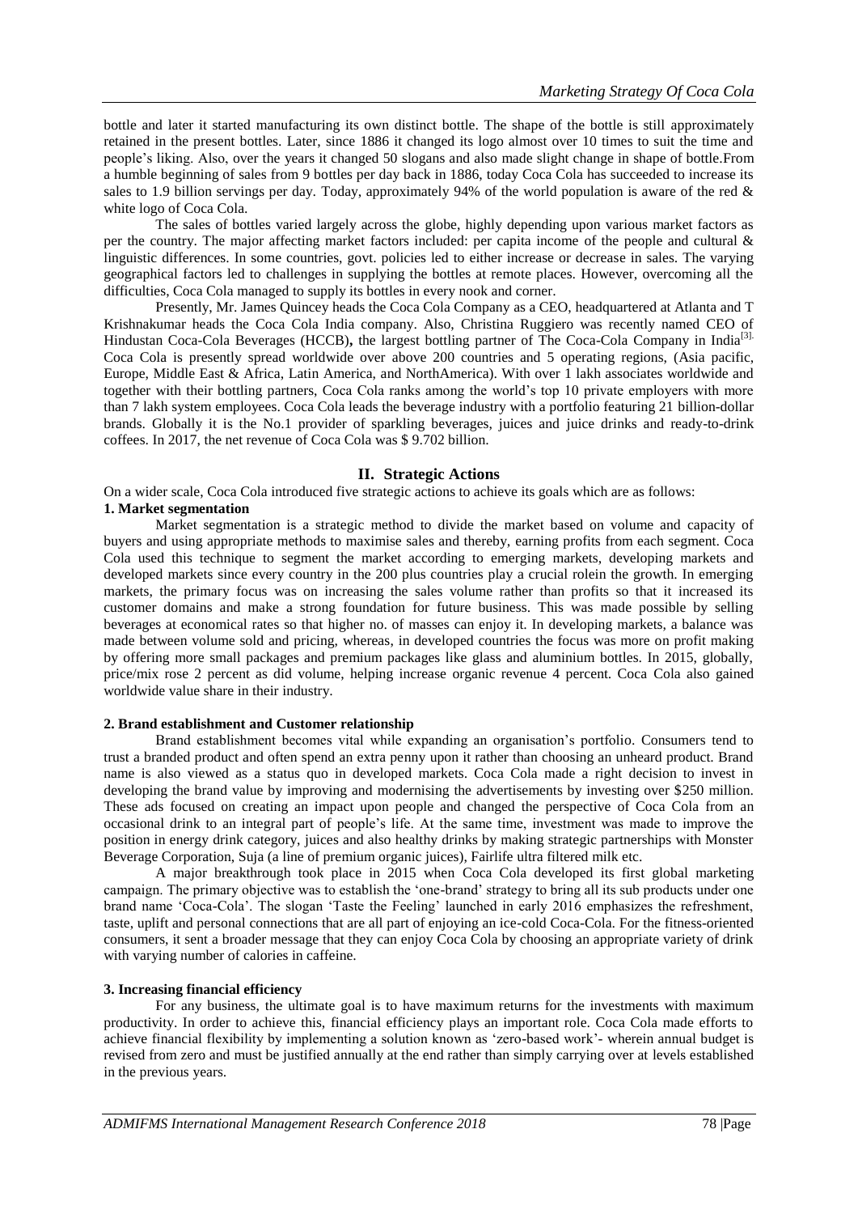bottle and later it started manufacturing its own distinct bottle. The shape of the bottle is still approximately retained in the present bottles. Later, since 1886 it changed its logo almost over 10 times to suit the time and people's liking. Also, over the years it changed 50 slogans and also made slight change in shape of bottle.From a humble beginning of sales from 9 bottles per day back in 1886, today Coca Cola has succeeded to increase its sales to 1.9 billion servings per day. Today, approximately 94% of the world population is aware of the red & white logo of Coca Cola.

The sales of bottles varied largely across the globe, highly depending upon various market factors as per the country. The major affecting market factors included: per capita income of the people and cultural & linguistic differences. In some countries, govt. policies led to either increase or decrease in sales. The varying geographical factors led to challenges in supplying the bottles at remote places. However, overcoming all the difficulties, Coca Cola managed to supply its bottles in every nook and corner.

Presently, Mr. James Quincey heads the Coca Cola Company as a CEO, headquartered at Atlanta and T Krishnakumar heads the Coca Cola India company. Also, Christina Ruggiero was recently named CEO of Hindustan Coca-Cola Beverages (HCCB)**,** the largest bottling partner of The Coca-Cola Company in India[3]. Coca Cola is presently spread worldwide over above 200 countries and 5 operating regions, (Asia pacific, Europe, Middle East & Africa, Latin America, and NorthAmerica). With over 1 lakh associates worldwide and together with their bottling partners, Coca Cola ranks among the world's top 10 private employers with more than 7 lakh system employees. Coca Cola leads the beverage industry with a portfolio featuring 21 billion-dollar brands. Globally it is the No.1 provider of sparkling beverages, juices and juice drinks and ready-to-drink coffees. In 2017, the net revenue of Coca Cola was $ 9.702 billion.

## II. Strategic Actions

On a wider scale, Coca Cola introduced five strategic actions to achieve its goals which are as follows:

**1. Market segmentation**

Market segmentation is a strategic method to divide the market based on volume and capacity of buyers and using appropriate methods to maximise sales and thereby, earning profits from each segment. Coca Cola used this technique to segment the market according to emerging markets, developing markets and developed markets since every country in the 200 plus countries play a crucial rolein the growth. In emerging markets, the primary focus was on increasing the sales volume rather than profits so that it increased its customer domains and make a strong foundation for future business. This was made possible by selling beverages at economical rates so that higher no. of masses can enjoy it. In developing markets, a balance was made between volume sold and pricing, whereas, in developed countries the focus was more on profit making by offering more small packages and premium packages like glass and aluminium bottles. In 2015, globally, price/mix rose 2 percent as did volume, helping increase organic revenue 4 percent. Coca Cola also gained worldwide value share in their industry.

**2. Brand establishment and Customer relationship**

Brand establishment becomes vital while expanding an organisation's portfolio. Consumers tend to trust a branded product and often spend an extra penny upon it rather than choosing an unheard product. Brand name is also viewed as a status quo in developed markets. Coca Cola made a right decision to invest in developing the brand value by improving and modernising the advertisements by investing over $250 million. These ads focused on creating an impact upon people and changed the perspective of Coca Cola from an occasional drink to an integral part of people's life. At the same time, investment was made to improve the position in energy drink category, juices and also healthy drinks by making strategic partnerships with Monster Beverage Corporation, Suja (a line of premium organic juices), Fairlife ultra filtered milk etc.

A major breakthrough took place in 2015 when Coca Cola developed its first global marketing campaign. The primary objective was to establish the 'one-brand' strategy to bring all its sub products under one brand name 'Coca-Cola'. The slogan 'Taste the Feeling' launched in early 2016 emphasizes the refreshment, taste, uplift and personal connections that are all part of enjoying an ice-cold Coca-Cola. For the fitness-oriented consumers, it sent a broader message that they can enjoy Coca Cola by choosing an appropriate variety of drink with varying number of calories in caffeine.

**3. Increasing financial efficiency**

For any business, the ultimate goal is to have maximum returns for the investments with maximum productivity. In order to achieve this, financial efficiency plays an important role. Coca Cola made efforts to achieve financial flexibility by implementing a solution known as 'zero-based work'- wherein annual budget is revised from zero and must be justified annually at the end rather than simply carrying over at levels established in the previous years.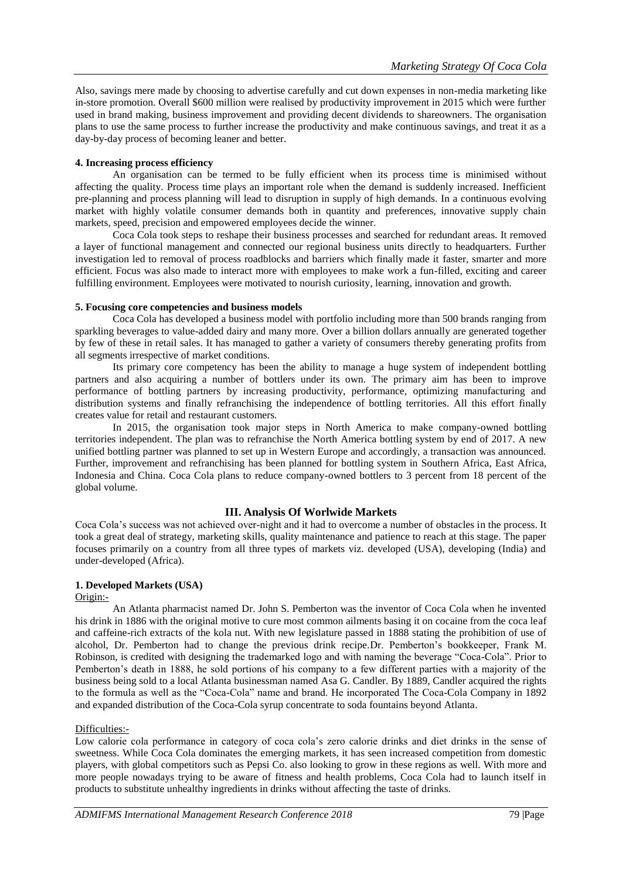Also, savings mere made by choosing to advertise carefully and cut down expenses in non-media marketing like in-store promotion. Overall $600 million were realised by productivity improvement in 2015 which were further used in brand making, business improvement and providing decent dividends to shareowners. The organisation plans to use the same process to further increase the productivity and make continuous savings, and treat it as a day-by-day process of becoming leaner and better.

**4. Increasing process efficiency**

An organisation can be termed to be fully efficient when its process time is minimised without affecting the quality. Process time plays an important role when the demand is suddenly increased. Inefficient pre-planning and process planning will lead to disruption in supply of high demands. In a continuous evolving market with highly volatile consumer demands both in quantity and preferences, innovative supply chain markets, speed, precision and empowered employees decide the winner.

Coca Cola took steps to reshape their business processes and searched for redundant areas. It removed a layer of functional management and connected our regional business units directly to headquarters. Further investigation led to removal of process roadblocks and barriers which finally made it faster, smarter and more efficient. Focus was also made to interact more with employees to make work a fun-filled, exciting and career fulfilling environment. Employees were motivated to nourish curiosity, learning, innovation and growth.

**5. Focusing core competencies and business models**

Coca Cola has developed a business model with portfolio including more than 500 brands ranging from sparkling beverages to value-added dairy and many more. Over a billion dollars annually are generated together by few of these in retail sales. It has managed to gather a variety of consumers thereby generating profits from all segments irrespective of market conditions.

Its primary core competency has been the ability to manage a huge system of independent bottling partners and also acquiring a number of bottlers under its own. The primary aim has been to improve performance of bottling partners by increasing productivity, performance, optimizing manufacturing and distribution systems and finally refranchising the independence of bottling territories. All this effort finally creates value for retail and restaurant customers.

In 2015, the organisation took major steps in North America to make company-owned bottling territories independent. The plan was to refranchise the North America bottling system by end of 2017. A new unified bottling partner was planned to set up in Western Europe and accordingly, a transaction was announced. Further, improvement and refranchising has been planned for bottling system in Southern Africa, East Africa, Indonesia and China. Coca Cola plans to reduce company-owned bottlers to 3 percent from 18 percent of the global volume.

## III. Analysis Of Worlwide Markets

Coca Cola's success was not achieved over-night and it had to overcome a number of obstacles in the process. It took a great deal of strategy, marketing skills, quality maintenance and patience to reach at this stage. The paper focuses primarily on a country from all three types of markets viz. developed (USA), developing (India) and under-developed (Africa).

**1. Developed Markets (USA)**

Origin:-

An Atlanta pharmacist named Dr. John S. Pemberton was the inventor of Coca Cola when he invented his drink in 1886 with the original motive to cure most common ailments basing it on cocaine from the coca leaf and caffeine-rich extracts of the kola nut. With new legislature passed in 1888 stating the prohibition of use of alcohol, Dr. Pemberton had to change the previous drink recipe.Dr. Pemberton's bookkeeper, Frank M. Robinson, is credited with designing the trademarked logo and with naming the beverage "Coca-Cola". Prior to Pemberton's death in 1888, he sold portions of his company to a few different parties with a majority of the business being sold to a local Atlanta businessman named Asa G. Candler. By 1889, Candler acquired the rights to the formula as well as the "Coca-Cola" name and brand. He incorporated The Coca-Cola Company in 1892 and expanded distribution of the Coca-Cola syrup concentrate to soda fountains beyond Atlanta.

Difficulties:-

Low calorie cola performance in category of coca cola's zero calorie drinks and diet drinks in the sense of sweetness. While Coca Cola dominates the emerging markets, it has seen increased competition from domestic players, with global competitors such as Pepsi Co. also looking to grow in these regions as well. With more and more people nowadays trying to be aware of fitness and health problems, Coca Cola had to launch itself in products to substitute unhealthy ingredients in drinks without affecting the taste of drinks.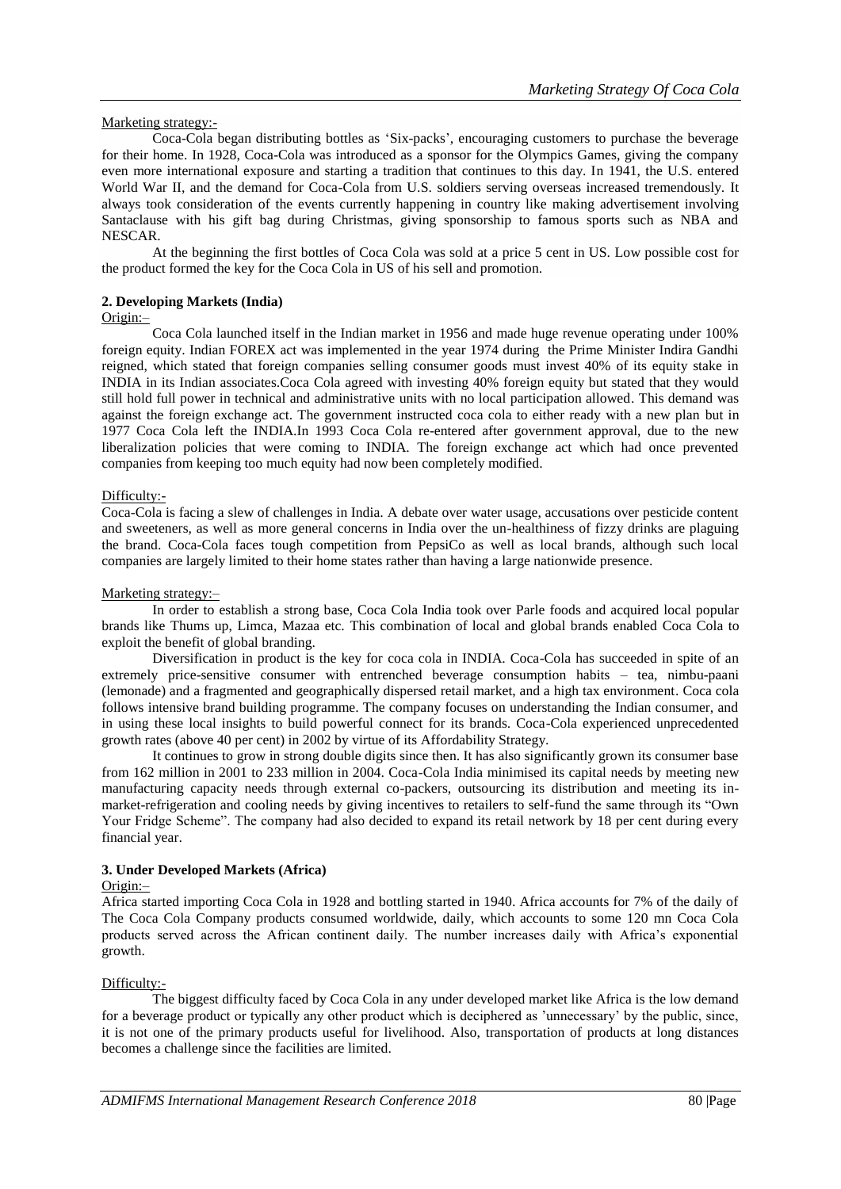Marketing strategy:-

Coca-Cola began distributing bottles as 'Six-packs', encouraging customers to purchase the beverage for their home. In 1928, Coca-Cola was introduced as a sponsor for the Olympics Games, giving the company even more international exposure and starting a tradition that continues to this day. In 1941, the U.S. entered World War II, and the demand for Coca-Cola from U.S. soldiers serving overseas increased tremendously. It always took consideration of the events currently happening in country like making advertisement involving Santaclause with his gift bag during Christmas, giving sponsorship to famous sports such as NBA and NESCAR.

At the beginning the first bottles of Coca Cola was sold at a price 5 cent in US. Low possible cost for the product formed the key for the Coca Cola in US of his sell and promotion.

## 2. Developing Markets (India)

Origin:–

Coca Cola launched itself in the Indian market in 1956 and made huge revenue operating under 100% foreign equity. Indian FOREX act was implemented in the year 1974 during the Prime Minister Indira Gandhi reigned, which stated that foreign companies selling consumer goods must invest 40% of its equity stake in INDIA in its Indian associates.Coca Cola agreed with investing 40% foreign equity but stated that they would still hold full power in technical and administrative units with no local participation allowed. This demand was against the foreign exchange act. The government instructed coca cola to either ready with a new plan but in 1977 Coca Cola left the INDIA.In 1993 Coca Cola re-entered after government approval, due to the new liberalization policies that were coming to INDIA. The foreign exchange act which had once prevented companies from keeping too much equity had now been completely modified.

Difficulty:-

Coca-Cola is facing a slew of challenges in India. A debate over water usage, accusations over pesticide content and sweeteners, as well as more general concerns in India over the un-healthiness of fizzy drinks are plaguing the brand. Coca-Cola faces tough competition from PepsiCo as well as local brands, although such local companies are largely limited to their home states rather than having a large nationwide presence.

Marketing strategy:–

In order to establish a strong base, Coca Cola India took over Parle foods and acquired local popular brands like Thums up, Limca, Mazaa etc. This combination of local and global brands enabled Coca Cola to exploit the benefit of global branding.

Diversification in product is the key for coca cola in INDIA. Coca-Cola has succeeded in spite of an extremely price-sensitive consumer with entrenched beverage consumption habits – tea, nimbu-paani (lemonade) and a fragmented and geographically dispersed retail market, and a high tax environment. Coca cola follows intensive brand building programme. The company focuses on understanding the Indian consumer, and in using these local insights to build powerful connect for its brands. Coca-Cola experienced unprecedented growth rates (above 40 per cent) in 2002 by virtue of its Affordability Strategy.

It continues to grow in strong double digits since then. It has also significantly grown its consumer base from 162 million in 2001 to 233 million in 2004. Coca-Cola India minimised its capital needs by meeting new manufacturing capacity needs through external co-packers, outsourcing its distribution and meeting its in-market-refrigeration and cooling needs by giving incentives to retailers to self-fund the same through its "Own Your Fridge Scheme". The company had also decided to expand its retail network by 18 per cent during every financial year.

## 3. Under Developed Markets (Africa)

Origin:–

Africa started importing Coca Cola in 1928 and bottling started in 1940. Africa accounts for 7% of the daily of The Coca Cola Company products consumed worldwide, daily, which accounts to some 120 mn Coca Cola products served across the African continent daily. The number increases daily with Africa's exponential growth.

Difficulty:-

The biggest difficulty faced by Coca Cola in any under developed market like Africa is the low demand for a beverage product or typically any other product which is deciphered as 'unnecessary' by the public, since, it is not one of the primary products useful for livelihood. Also, transportation of products at long distances becomes a challenge since the facilities are limited.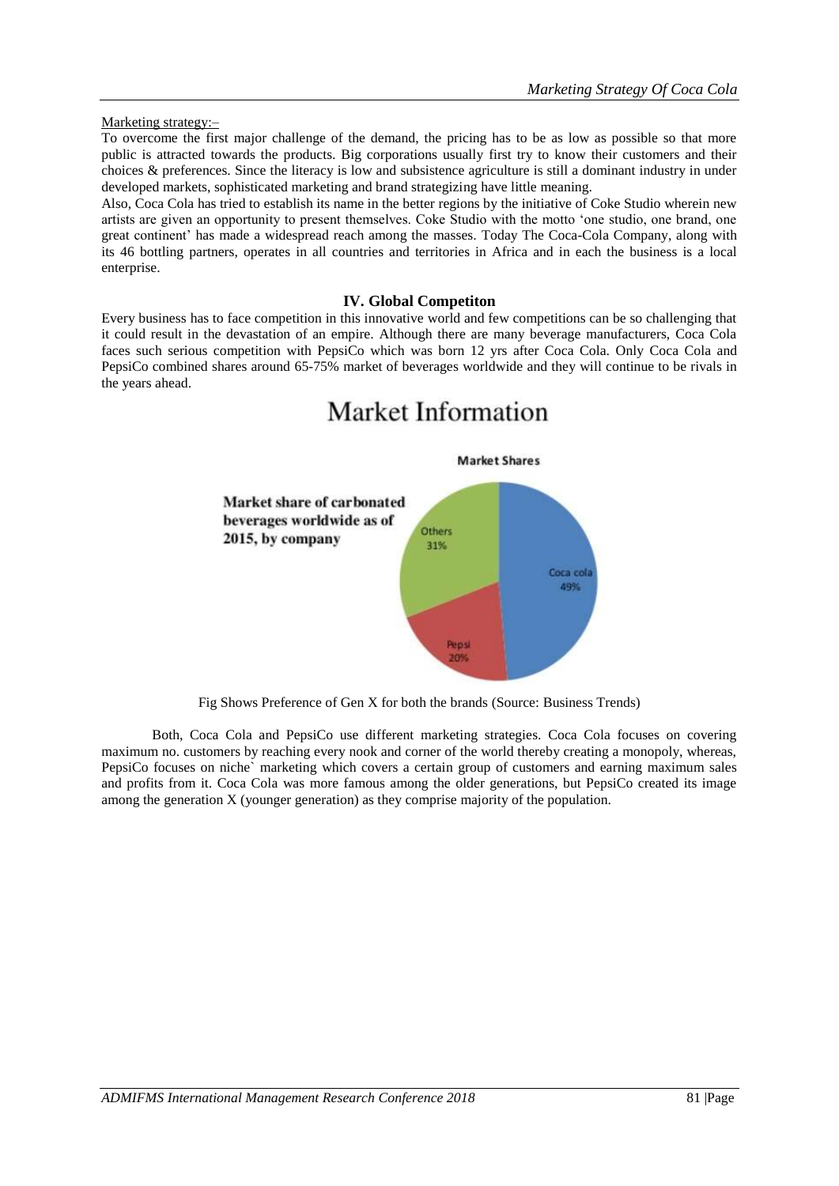Marketing strategy:–

To overcome the first major challenge of the demand, the pricing has to be as low as possible so that more public is attracted towards the products. Big corporations usually first try to know their customers and their choices & preferences. Since the literacy is low and subsistence agriculture is still a dominant industry in under developed markets, sophisticated marketing and brand strategizing have little meaning.

Also, Coca Cola has tried to establish its name in the better regions by the initiative of Coke Studio wherein new artists are given an opportunity to present themselves. Coke Studio with the motto 'one studio, one brand, one great continent' has made a widespread reach among the masses. Today The Coca-Cola Company, along with its 46 bottling partners, operates in all countries and territories in Africa and in each the business is a local enterprise.

## IV. Global Competiton

Every business has to face competition in this innovative world and few competitions can be so challenging that it could result in the devastation of an empire. Although there are many beverage manufacturers, Coca Cola faces such serious competition with PepsiCo which was born 12 yrs after Coca Cola. Only Coca Cola and PepsiCo combined shares around 65-75% market of beverages worldwide and they will continue to be rivals in the years ahead.

# Market Information

**Market share of carbonated beverages worldwide as of 2015, by company**

**Market Shares**

| Company | Share |
|---|---|
| Coca cola | 49% |
| Pepsi | 20% |
| Others | 31% |

Fig Shows Preference of Gen X for both the brands (Source: Business Trends)

Both, Coca Cola and PepsiCo use different marketing strategies. Coca Cola focuses on covering maximum no. customers by reaching every nook and corner of the world thereby creating a monopoly, whereas, PepsiCo focuses on niche` marketing which covers a certain group of customers and earning maximum sales and profits from it. Coca Cola was more famous among the older generations, but PepsiCo created its image among the generation X (younger generation) as they comprise majority of the population.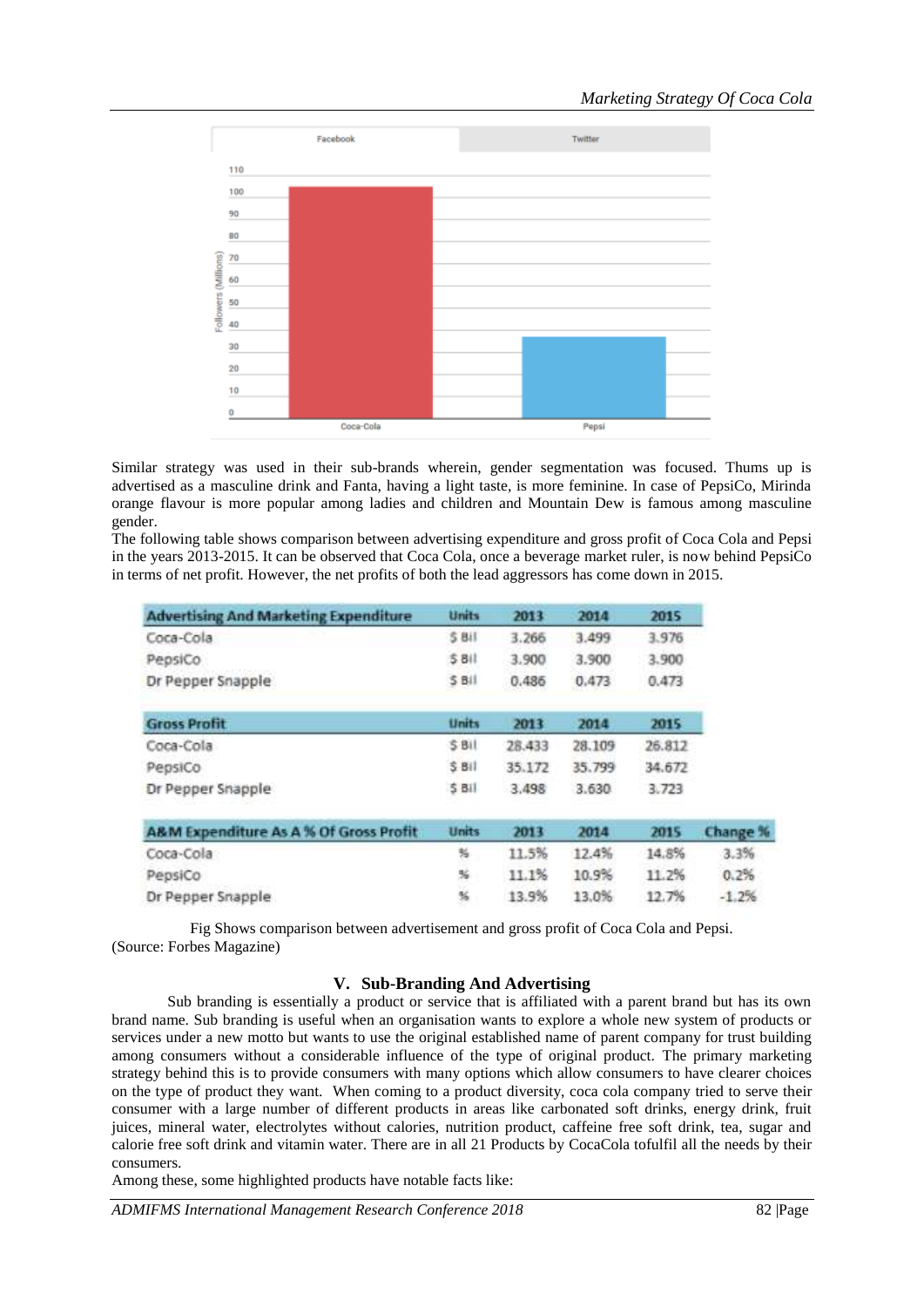Similar strategy was used in their sub-brands wherein, gender segmentation was focused. Thums up is advertised as a masculine drink and Fanta, having a light taste, is more feminine. In case of PepsiCo, Mirinda orange flavour is more popular among ladies and children and Mountain Dew is famous among masculine gender.

The following table shows comparison between advertising expenditure and gross profit of Coca Cola and Pepsi in the years 2013-2015. It can be observed that Coca Cola, once a beverage market ruler, is now behind PepsiCo in terms of net profit. However, the net profits of both the lead aggressors has come down in 2015.

| Advertising And Marketing Expenditure | Units | 2013 | 2014 | 2015 |
|---|---|---|---|---|
| Coca-Cola | $ Bil | 3.266 | 3.499 | 3.976 |
| PepsiCo | $ Bil | 3.900 | 3.900 | 3.900 |
| Dr Pepper Snapple | $ Bil | 0.486 | 0.473 | 0.473 |

| Gross Profit | Units | 2013 | 2014 | 2015 |
|---|---|---|---|---|
| Coca-Cola | $ Bil | 28.433 | 28.109 | 26.812 |
| PepsiCo | $ Bil | 35.172 | 35.799 | 34.672 |
| Dr Pepper Snapple | $ Bil | 3.498 | 3.630 | 3.723 |

| A&M Expenditure As A % Of Gross Profit | Units | 2013 | 2014 | 2015 | Change % |
|---|---|---|---|---|---|
| Coca-Cola | % | 11.5% | 12.4% | 14.8% | 3.3% |
| PepsiCo | % | 11.1% | 10.9% | 11.2% | 0.2% |
| Dr Pepper Snapple | % | 13.9% | 13.0% | 12.7% | -1.2% |

Fig Shows comparison between advertisement and gross profit of Coca Cola and Pepsi.
(Source: Forbes Magazine)

## V. Sub-Branding And Advertising

Sub branding is essentially a product or service that is affiliated with a parent brand but has its own brand name. Sub branding is useful when an organisation wants to explore a whole new system of products or services under a new motto but wants to use the original established name of parent company for trust building among consumers without a considerable influence of the type of original product. The primary marketing strategy behind this is to provide consumers with many options which allow consumers to have clearer choices on the type of product they want. When coming to a product diversity, coca cola company tried to serve their consumer with a large number of different products in areas like carbonated soft drinks, energy drink, fruit juices, mineral water, electrolytes without calories, nutrition product, caffeine free soft drink, tea, sugar and calorie free soft drink and vitamin water. There are in all 21 Products by CocaCola tofulfil all the needs by their consumers.

Among these, some highlighted products have notable facts like: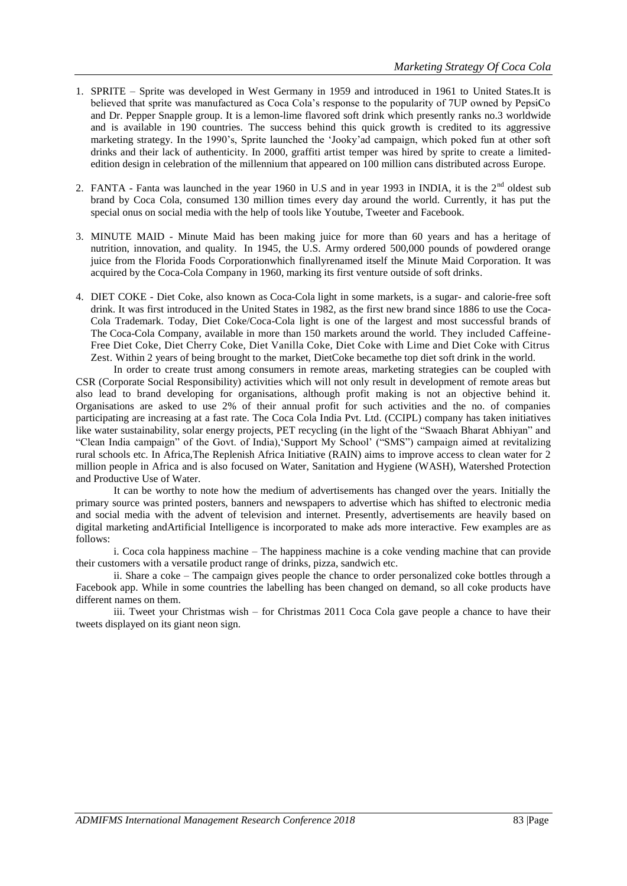1. SPRITE – Sprite was developed in West Germany in 1959 and introduced in 1961 to United States.It is believed that sprite was manufactured as Coca Cola's response to the popularity of 7UP owned by PepsiCo and Dr. Pepper Snapple group. It is a lemon-lime flavored soft drink which presently ranks no.3 worldwide and is available in 190 countries. The success behind this quick growth is credited to its aggressive marketing strategy. In the 1990's, Sprite launched the 'Jooky'ad campaign, which poked fun at other soft drinks and their lack of authenticity. In 2000, graffiti artist temper was hired by sprite to create a limited-edition design in celebration of the millennium that appeared on 100 million cans distributed across Europe.

2. FANTA - Fanta was launched in the year 1960 in U.S and in year 1993 in INDIA, it is the 2nd oldest sub brand by Coca Cola, consumed 130 million times every day around the world. Currently, it has put the special onus on social media with the help of tools like Youtube, Tweeter and Facebook.

3. MINUTE MAID - Minute Maid has been making juice for more than 60 years and has a heritage of nutrition, innovation, and quality. In 1945, the U.S. Army ordered 500,000 pounds of powdered orange juice from the Florida Foods Corporationwhich finallyrenamed itself the Minute Maid Corporation. It was acquired by the Coca-Cola Company in 1960, marking its first venture outside of soft drinks.

4. DIET COKE - Diet Coke, also known as Coca-Cola light in some markets, is a sugar- and calorie-free soft drink. It was first introduced in the United States in 1982, as the first new brand since 1886 to use the Coca-Cola Trademark. Today, Diet Coke/Coca-Cola light is one of the largest and most successful brands of The Coca-Cola Company, available in more than 150 markets around the world. They included Caffeine-Free Diet Coke, Diet Cherry Coke, Diet Vanilla Coke, Diet Coke with Lime and Diet Coke with Citrus Zest. Within 2 years of being brought to the market, DietCoke becamethe top diet soft drink in the world.

In order to create trust among consumers in remote areas, marketing strategies can be coupled with CSR (Corporate Social Responsibility) activities which will not only result in development of remote areas but also lead to brand developing for organisations, although profit making is not an objective behind it. Organisations are asked to use 2% of their annual profit for such activities and the no. of companies participating are increasing at a fast rate. The Coca Cola India Pvt. Ltd. (CCIPL) company has taken initiatives like water sustainability, solar energy projects, PET recycling (in the light of the "Swaach Bharat Abhiyan" and "Clean India campaign" of the Govt. of India),'Support My School' ("SMS") campaign aimed at revitalizing rural schools etc. In Africa,The Replenish Africa Initiative (RAIN) aims to improve access to clean water for 2 million people in Africa and is also focused on Water, Sanitation and Hygiene (WASH), Watershed Protection and Productive Use of Water.

It can be worthy to note how the medium of advertisements has changed over the years. Initially the primary source was printed posters, banners and newspapers to advertise which has shifted to electronic media and social media with the advent of television and internet. Presently, advertisements are heavily based on digital marketing andArtificial Intelligence is incorporated to make ads more interactive. Few examples are as follows:

i. Coca cola happiness machine – The happiness machine is a coke vending machine that can provide their customers with a versatile product range of drinks, pizza, sandwich etc.

ii. Share a coke – The campaign gives people the chance to order personalized coke bottles through a Facebook app. While in some countries the labelling has been changed on demand, so all coke products have different names on them.

iii. Tweet your Christmas wish – for Christmas 2011 Coca Cola gave people a chance to have their tweets displayed on its giant neon sign.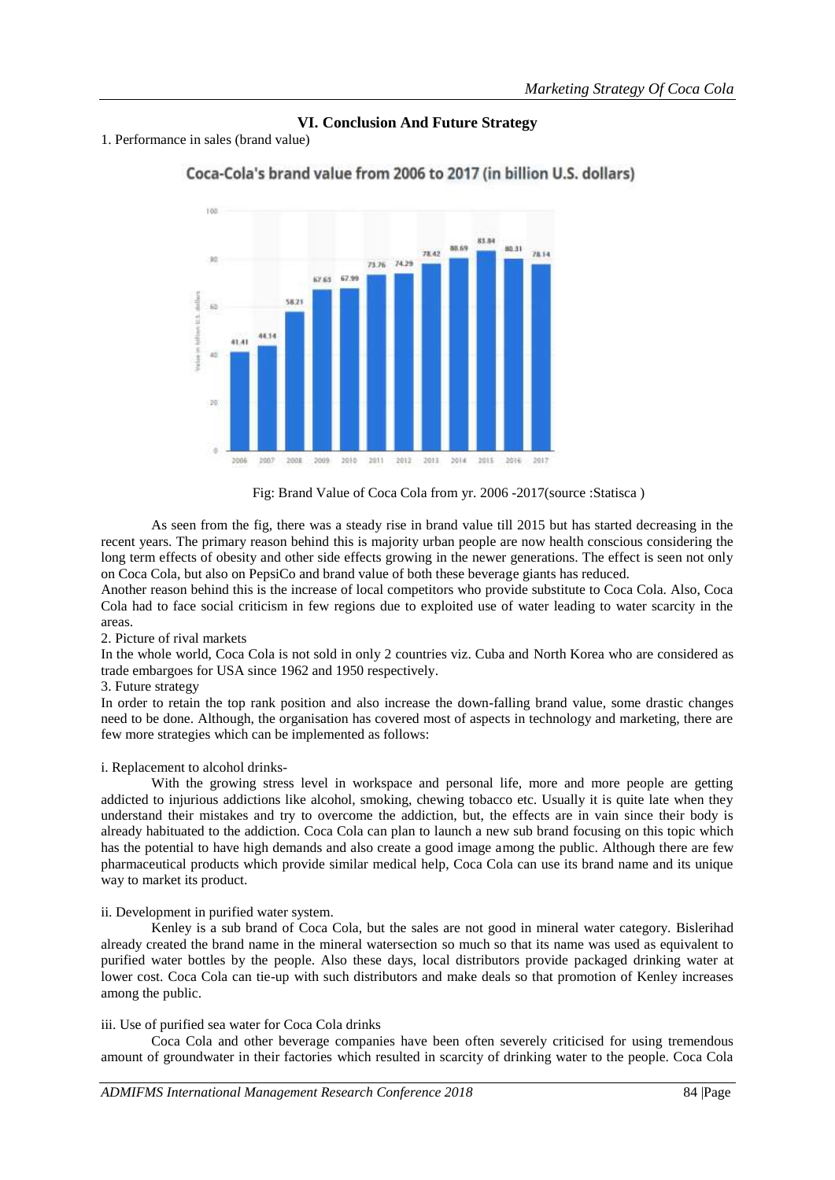### VI. Conclusion And Future Strategy

1. Performance in sales (brand value)

Coca-Cola's brand value from 2006 to 2017 (in billion U.S. dollars)

| Year | Value in billion U.S. dollars |
| --- | --- |
| 2006 | 41.41 |
| 2007 | 44.14 |
| 2008 | 58.21 |
| 2009 | 67.63 |
| 2010 | 67.99 |
| 2011 | 73.76 |
| 2012 | 74.29 |
| 2013 | 78.42 |
| 2014 | 80.69 |
| 2015 | 83.84 |
| 2016 | 80.31 |
| 2017 | 78.14 |

Fig: Brand Value of Coca Cola from yr. 2006 -2017(source :Statisca )

As seen from the fig, there was a steady rise in brand value till 2015 but has started decreasing in the recent years. The primary reason behind this is majority urban people are now health conscious considering the long term effects of obesity and other side effects growing in the newer generations. The effect is seen not only on Coca Cola, but also on PepsiCo and brand value of both these beverage giants has reduced.

Another reason behind this is the increase of local competitors who provide substitute to Coca Cola. Also, Coca Cola had to face social criticism in few regions due to exploited use of water leading to water scarcity in the areas.

2. Picture of rival markets

In the whole world, Coca Cola is not sold in only 2 countries viz. Cuba and North Korea who are considered as trade embargoes for USA since 1962 and 1950 respectively.

3. Future strategy

In order to retain the top rank position and also increase the down-falling brand value, some drastic changes need to be done. Although, the organisation has covered most of aspects in technology and marketing, there are few more strategies which can be implemented as follows:

i. Replacement to alcohol drinks-

With the growing stress level in workspace and personal life, more and more people are getting addicted to injurious addictions like alcohol, smoking, chewing tobacco etc. Usually it is quite late when they understand their mistakes and try to overcome the addiction, but, the effects are in vain since their body is already habituated to the addiction. Coca Cola can plan to launch a new sub brand focusing on this topic which has the potential to have high demands and also create a good image among the public. Although there are few pharmaceutical products which provide similar medical help, Coca Cola can use its brand name and its unique way to market its product.

ii. Development in purified water system.

Kenley is a sub brand of Coca Cola, but the sales are not good in mineral water category. Bislerihad already created the brand name in the mineral watersection so much so that its name was used as equivalent to purified water bottles by the people. Also these days, local distributors provide packaged drinking water at lower cost. Coca Cola can tie-up with such distributors and make deals so that promotion of Kenley increases among the public.

iii. Use of purified sea water for Coca Cola drinks

Coca Cola and other beverage companies have been often severely criticised for using tremendous amount of groundwater in their factories which resulted in scarcity of drinking water to the people. Coca Cola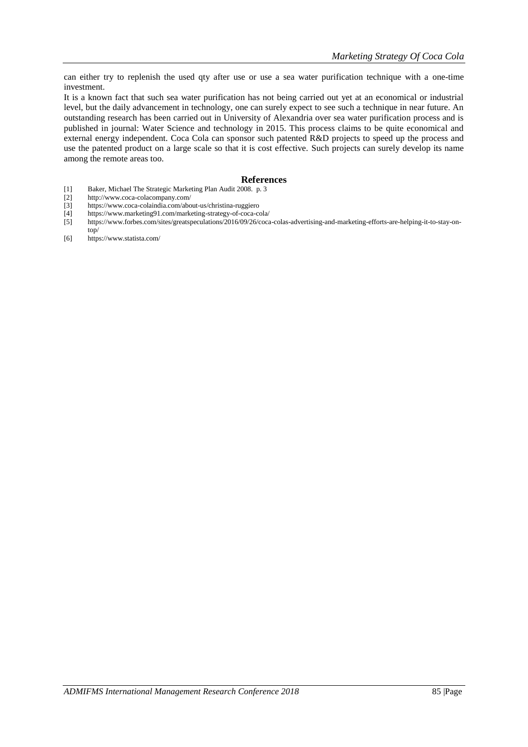can either try to replenish the used qty after use or use a sea water purification technique with a one-time investment.

It is a known fact that such sea water purification has not being carried out yet at an economical or industrial level, but the daily advancement in technology, one can surely expect to see such a technique in near future. An outstanding research has been carried out in University of Alexandria over sea water purification process and is published in journal: Water Science and technology in 2015. This process claims to be quite economical and external energy independent. Coca Cola can sponsor such patented R&D projects to speed up the process and use the patented product on a large scale so that it is cost effective. Such projects can surely develop its name among the remote areas too.

## References

[1] Baker, Michael The Strategic Marketing Plan Audit 2008. p. 3

[2] http://www.coca-colacompany.com/

[3] https://www.coca-colaindia.com/about-us/christina-ruggiero

[4] https://www.marketing91.com/marketing-strategy-of-coca-cola/

[5] https://www.forbes.com/sites/greatspeculations/2016/09/26/coca-colas-advertising-and-marketing-efforts-are-helping-it-to-stay-on-top/

[6] https://www.statista.com/